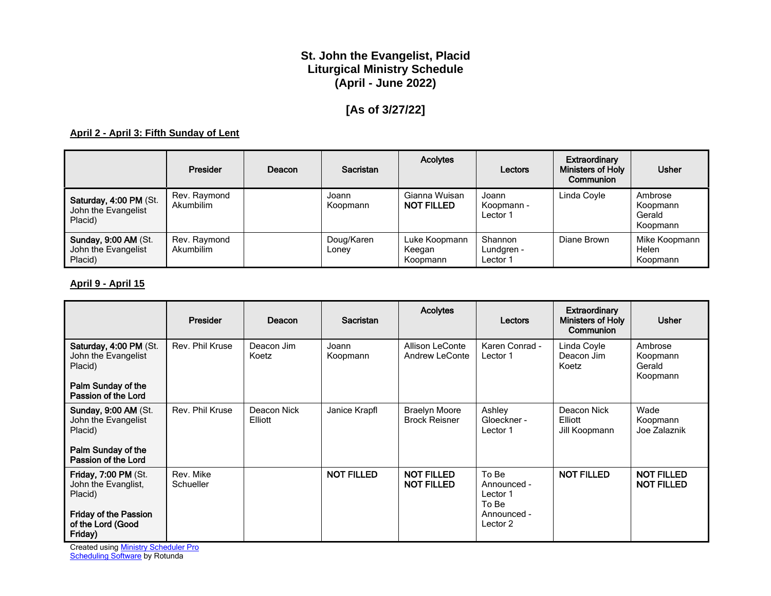# St. John the Evangelist, Placid
# Liturgical Ministry Schedule
# (April - June 2022)

## [As of 3/27/22]

**April 2 - April 3: Fifth Sunday of Lent**

| | Presider | Deacon | Sacristan | Acolytes | Lectors | Extraordinary Ministers of Holy Communion | Usher |
|---|---|---|---|---|---|---|---|
| **Saturday, 4:00 PM** (St. John the Evangelist Placid) | Rev. Raymond Akumbilim | | Joann Koopmann | Gianna Wuisan<br>**NOT FILLED** | Joann Koopmann - Lector 1 | Linda Coyle | Ambrose Koopmann<br>Gerald Koopmann |
| **Sunday, 9:00 AM** (St. John the Evangelist Placid) | Rev. Raymond Akumbilim | | Doug/Karen Loney | Luke Koopmann<br>Keegan Koopmann | Shannon Lundgren - Lector 1 | Diane Brown | Mike Koopmann<br>Helen Koopmann |

**April 9 - April 15**

| | Presider | Deacon | Sacristan | Acolytes | Lectors | Extraordinary Ministers of Holy Communion | Usher |
|---|---|---|---|---|---|---|---|
| **Saturday, 4:00 PM** (St. John the Evangelist Placid)<br><br>**Palm Sunday of the Passion of the Lord** | Rev. Phil Kruse | Deacon Jim Koetz | Joann Koopmann | Allison LeConte<br>Andrew LeConte | Karen Conrad - Lector 1 | Linda Coyle<br>Deacon Jim Koetz | Ambrose Koopmann<br>Gerald Koopmann |
| **Sunday, 9:00 AM** (St. John the Evangelist Placid)<br><br>**Palm Sunday of the Passion of the Lord** | Rev. Phil Kruse | Deacon Nick Elliott | Janice Krapfl | Braelyn Moore<br>Brock Reisner | Ashley Gloeckner - Lector 1 | Deacon Nick Elliott<br>Jill Koopmann | Wade Koopmann<br>Joe Zalaznik |
| **Friday, 7:00 PM** (St. John the Evanglist, Placid)<br><br>**Friday of the Passion of the Lord (Good Friday)** | Rev. Mike Schueller | | **NOT FILLED** | **NOT FILLED**<br>**NOT FILLED** | To Be Announced - Lector 1<br>To Be Announced - Lector 2 | **NOT FILLED** | **NOT FILLED**<br>**NOT FILLED** |

Created using Ministry Scheduler Pro Scheduling Software by Rotunda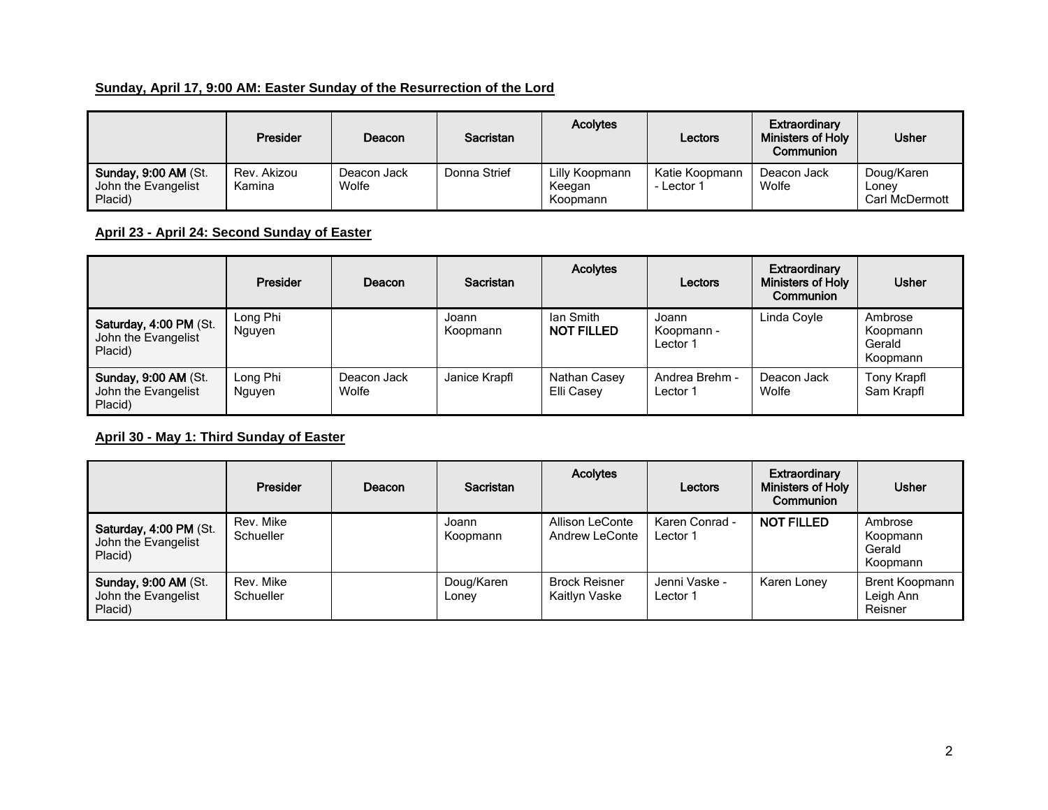**Sunday, April 17, 9:00 AM: Easter Sunday of the Resurrection of the Lord**

| | Presider | Deacon | Sacristan | Acolytes | Lectors | Extraordinary Ministers of Holy Communion | Usher |
|---|---|---|---|---|---|---|---|
| **Sunday, 9:00 AM** (St. John the Evangelist Placid) | Rev. Akizou Kamina | Deacon Jack Wolfe | Donna Strief | Lilly Koopmann Keegan Koopmann | Katie Koopmann - Lector 1 | Deacon Jack Wolfe | Doug/Karen Loney Carl McDermott |

**April 23 - April 24: Second Sunday of Easter**

| | Presider | Deacon | Sacristan | Acolytes | Lectors | Extraordinary Ministers of Holy Communion | Usher |
|---|---|---|---|---|---|---|---|
| **Saturday, 4:00 PM** (St. John the Evangelist Placid) | Long Phi Nguyen | | Joann Koopmann | Ian Smith **NOT FILLED** | Joann Koopmann - Lector 1 | Linda Coyle | Ambrose Koopmann Gerald Koopmann |
| **Sunday, 9:00 AM** (St. John the Evangelist Placid) | Long Phi Nguyen | Deacon Jack Wolfe | Janice Krapfl | Nathan Casey Elli Casey | Andrea Brehm - Lector 1 | Deacon Jack Wolfe | Tony Krapfl Sam Krapfl |

**April 30 - May 1: Third Sunday of Easter**

| | Presider | Deacon | Sacristan | Acolytes | Lectors | Extraordinary Ministers of Holy Communion | Usher |
|---|---|---|---|---|---|---|---|
| **Saturday, 4:00 PM** (St. John the Evangelist Placid) | Rev. Mike Schueller | | Joann Koopmann | Allison LeConte Andrew LeConte | Karen Conrad - Lector 1 | **NOT FILLED** | Ambrose Koopmann Gerald Koopmann |
| **Sunday, 9:00 AM** (St. John the Evangelist Placid) | Rev. Mike Schueller | | Doug/Karen Loney | Brock Reisner Kaitlyn Vaske | Jenni Vaske - Lector 1 | Karen Loney | Brent Koopmann Leigh Ann Reisner |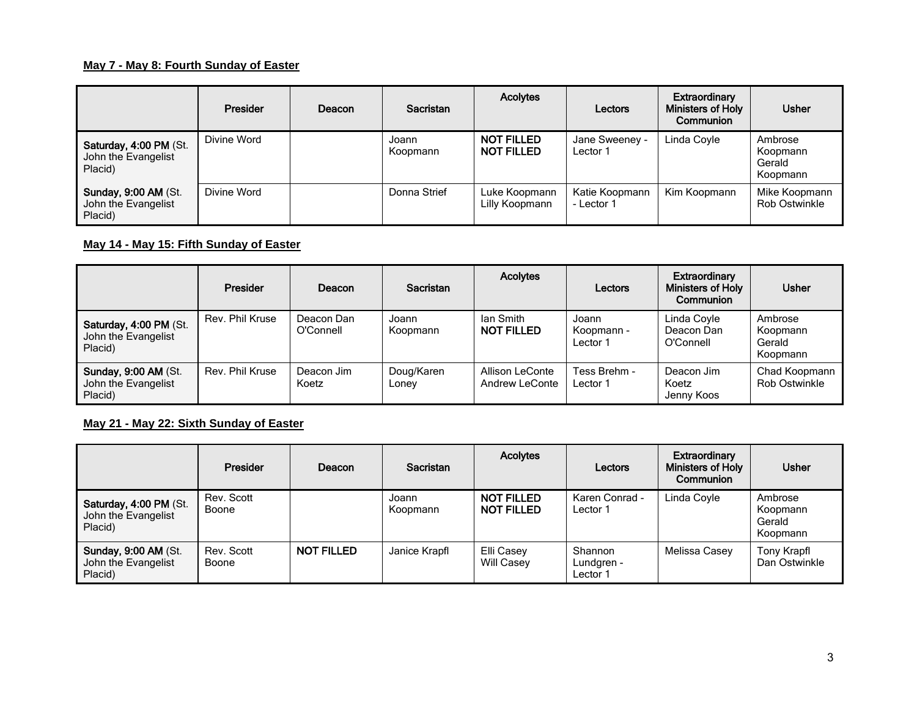**May 7 - May 8: Fourth Sunday of Easter**

| | Presider | Deacon | Sacristan | Acolytes | Lectors | Extraordinary Ministers of Holy Communion | Usher |
|---|---|---|---|---|---|---|---|
| **Saturday, 4:00 PM** (St. John the Evangelist Placid) | Divine Word | | Joann Koopmann | **NOT FILLED**<br>**NOT FILLED** | Jane Sweeney - Lector 1 | Linda Coyle | Ambrose Koopmann<br>Gerald Koopmann |
| **Sunday, 9:00 AM** (St. John the Evangelist Placid) | Divine Word | | Donna Strief | Luke Koopmann<br>Lilly Koopmann | Katie Koopmann - Lector 1 | Kim Koopmann | Mike Koopmann<br>Rob Ostwinkle |

**May 14 - May 15: Fifth Sunday of Easter**

| | Presider | Deacon | Sacristan | Acolytes | Lectors | Extraordinary Ministers of Holy Communion | Usher |
|---|---|---|---|---|---|---|---|
| **Saturday, 4:00 PM** (St. John the Evangelist Placid) | Rev. Phil Kruse | Deacon Dan O'Connell | Joann Koopmann | Ian Smith<br>**NOT FILLED** | Joann Koopmann - Lector 1 | Linda Coyle<br>Deacon Dan O'Connell | Ambrose Koopmann<br>Gerald Koopmann |
| **Sunday, 9:00 AM** (St. John the Evangelist Placid) | Rev. Phil Kruse | Deacon Jim Koetz | Doug/Karen Loney | Allison LeConte<br>Andrew LeConte | Tess Brehm - Lector 1 | Deacon Jim Koetz<br>Jenny Koos | Chad Koopmann<br>Rob Ostwinkle |

**May 21 - May 22: Sixth Sunday of Easter**

| | Presider | Deacon | Sacristan | Acolytes | Lectors | Extraordinary Ministers of Holy Communion | Usher |
|---|---|---|---|---|---|---|---|
| **Saturday, 4:00 PM** (St. John the Evangelist Placid) | Rev. Scott Boone | | Joann Koopmann | **NOT FILLED**<br>**NOT FILLED** | Karen Conrad - Lector 1 | Linda Coyle | Ambrose Koopmann<br>Gerald Koopmann |
| **Sunday, 9:00 AM** (St. John the Evangelist Placid) | Rev. Scott Boone | **NOT FILLED** | Janice Krapfl | Elli Casey<br>Will Casey | Shannon Lundgren - Lector 1 | Melissa Casey | Tony Krapfl<br>Dan Ostwinkle |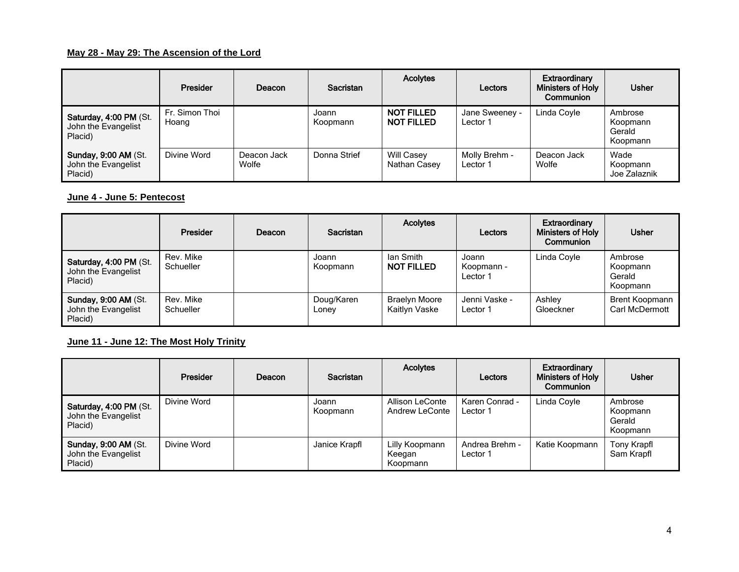**May 28 - May 29: The Ascension of the Lord**

| | Presider | Deacon | Sacristan | Acolytes | Lectors | Extraordinary Ministers of Holy Communion | Usher |
|---|---|---|---|---|---|---|---|
| **Saturday, 4:00 PM** (St. John the Evangelist Placid) | Fr. Simon Thoi Hoang | | Joann Koopmann | **NOT FILLED** **NOT FILLED** | Jane Sweeney - Lector 1 | Linda Coyle | Ambrose Koopmann Gerald Koopmann |
| **Sunday, 9:00 AM** (St. John the Evangelist Placid) | Divine Word | Deacon Jack Wolfe | Donna Strief | Will Casey Nathan Casey | Molly Brehm - Lector 1 | Deacon Jack Wolfe | Wade Koopmann Joe Zalaznik |

**June 4 - June 5: Pentecost**

| | Presider | Deacon | Sacristan | Acolytes | Lectors | Extraordinary Ministers of Holy Communion | Usher |
|---|---|---|---|---|---|---|---|
| **Saturday, 4:00 PM** (St. John the Evangelist Placid) | Rev. Mike Schueller | | Joann Koopmann | Ian Smith **NOT FILLED** | Joann Koopmann - Lector 1 | Linda Coyle | Ambrose Koopmann Gerald Koopmann |
| **Sunday, 9:00 AM** (St. John the Evangelist Placid) | Rev. Mike Schueller | | Doug/Karen Loney | Braelyn Moore Kaitlyn Vaske | Jenni Vaske - Lector 1 | Ashley Gloeckner | Brent Koopmann Carl McDermott |

**June 11 - June 12: The Most Holy Trinity**

| | Presider | Deacon | Sacristan | Acolytes | Lectors | Extraordinary Ministers of Holy Communion | Usher |
|---|---|---|---|---|---|---|---|
| **Saturday, 4:00 PM** (St. John the Evangelist Placid) | Divine Word | | Joann Koopmann | Allison LeConte Andrew LeConte | Karen Conrad - Lector 1 | Linda Coyle | Ambrose Koopmann Gerald Koopmann |
| **Sunday, 9:00 AM** (St. John the Evangelist Placid) | Divine Word | | Janice Krapfl | Lilly Koopmann Keegan Koopmann | Andrea Brehm - Lector 1 | Katie Koopmann | Tony Krapfl Sam Krapfl |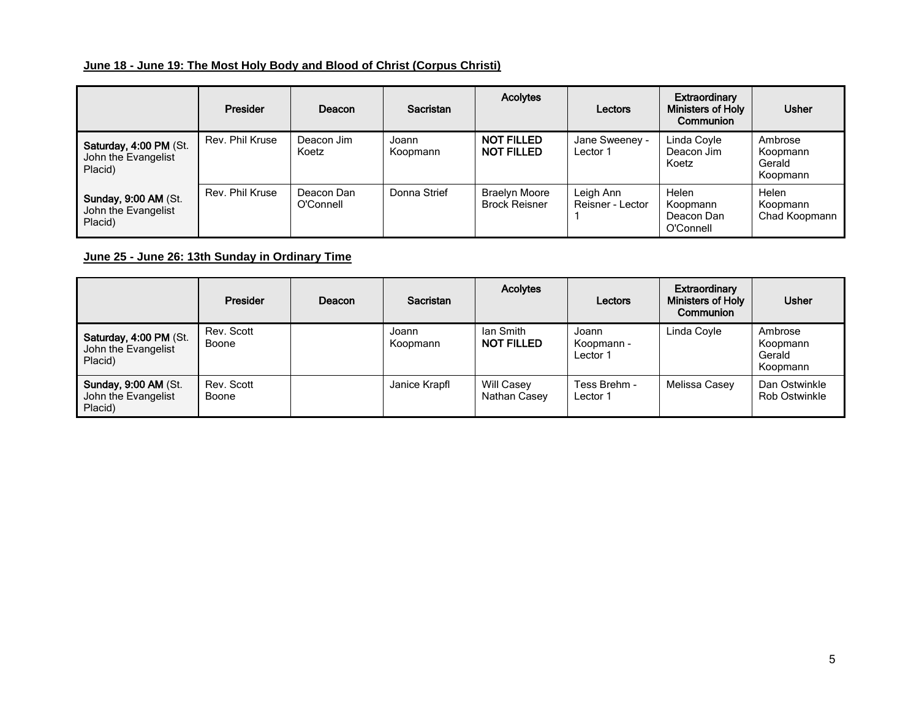**June 18 - June 19: The Most Holy Body and Blood of Christ (Corpus Christi)**

| | Presider | Deacon | Sacristan | Acolytes | Lectors | Extraordinary Ministers of Holy Communion | Usher |
|---|---|---|---|---|---|---|---|
| **Saturday, 4:00 PM** (St. John the Evangelist Placid) | Rev. Phil Kruse | Deacon Jim Koetz | Joann Koopmann | **NOT FILLED** **NOT FILLED** | Jane Sweeney - Lector 1 | Linda Coyle Deacon Jim Koetz | Ambrose Koopmann Gerald Koopmann |
| **Sunday, 9:00 AM** (St. John the Evangelist Placid) | Rev. Phil Kruse | Deacon Dan O'Connell | Donna Strief | Braelyn Moore Brock Reisner | Leigh Ann Reisner - Lector 1 | Helen Koopmann Deacon Dan O'Connell | Helen Koopmann Chad Koopmann |

**June 25 - June 26: 13th Sunday in Ordinary Time**

| | Presider | Deacon | Sacristan | Acolytes | Lectors | Extraordinary Ministers of Holy Communion | Usher |
|---|---|---|---|---|---|---|---|
| **Saturday, 4:00 PM** (St. John the Evangelist Placid) | Rev. Scott Boone | | Joann Koopmann | Ian Smith **NOT FILLED** | Joann Koopmann - Lector 1 | Linda Coyle | Ambrose Koopmann Gerald Koopmann |
| **Sunday, 9:00 AM** (St. John the Evangelist Placid) | Rev. Scott Boone | | Janice Krapfl | Will Casey Nathan Casey | Tess Brehm - Lector 1 | Melissa Casey | Dan Ostwinkle Rob Ostwinkle |